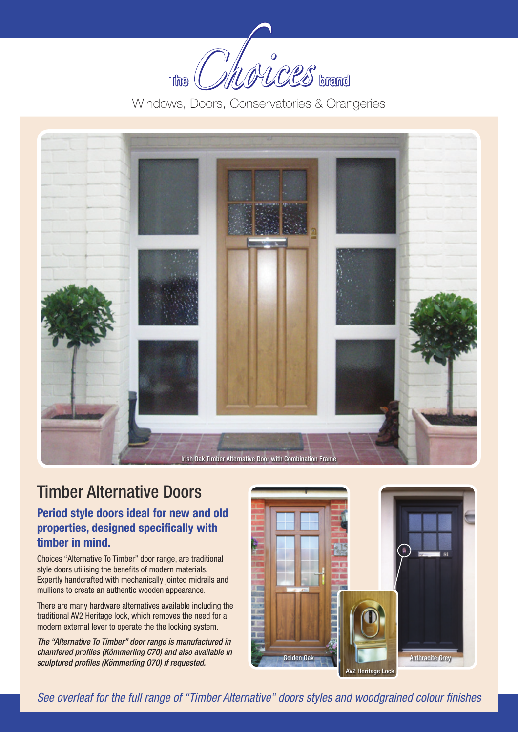The Choices brand

Windows, Doors, Conservatories & Orangeries

Irish Oak Timber Alternative Door with Combination Frame

# Timber Alternative Doors

### Period style doors ideal for new and old properties, designed specifically with timber in mind.

Choices "Alternative To Timber" door range, are traditional style doors utilising the benefits of modern materials. Expertly handcrafted with mechanically jointed midrails and mullions to create an authentic wooden appearance.

There are many hardware alternatives available including the traditional AV2 Heritage lock, which removes the need for a modern external lever to operate the the locking system.

*The "Alternative To Timber" door range is manufactured in chamfered profiles (Kömmerling C70) and also available in sculptured profiles (Kömmerling O70) if requested.*

Golden Oak

AV2 Heritage Lock

Anthracite Grey

*See overleaf for the full range of "Timber Alternative" doors styles and woodgrained colour finishes*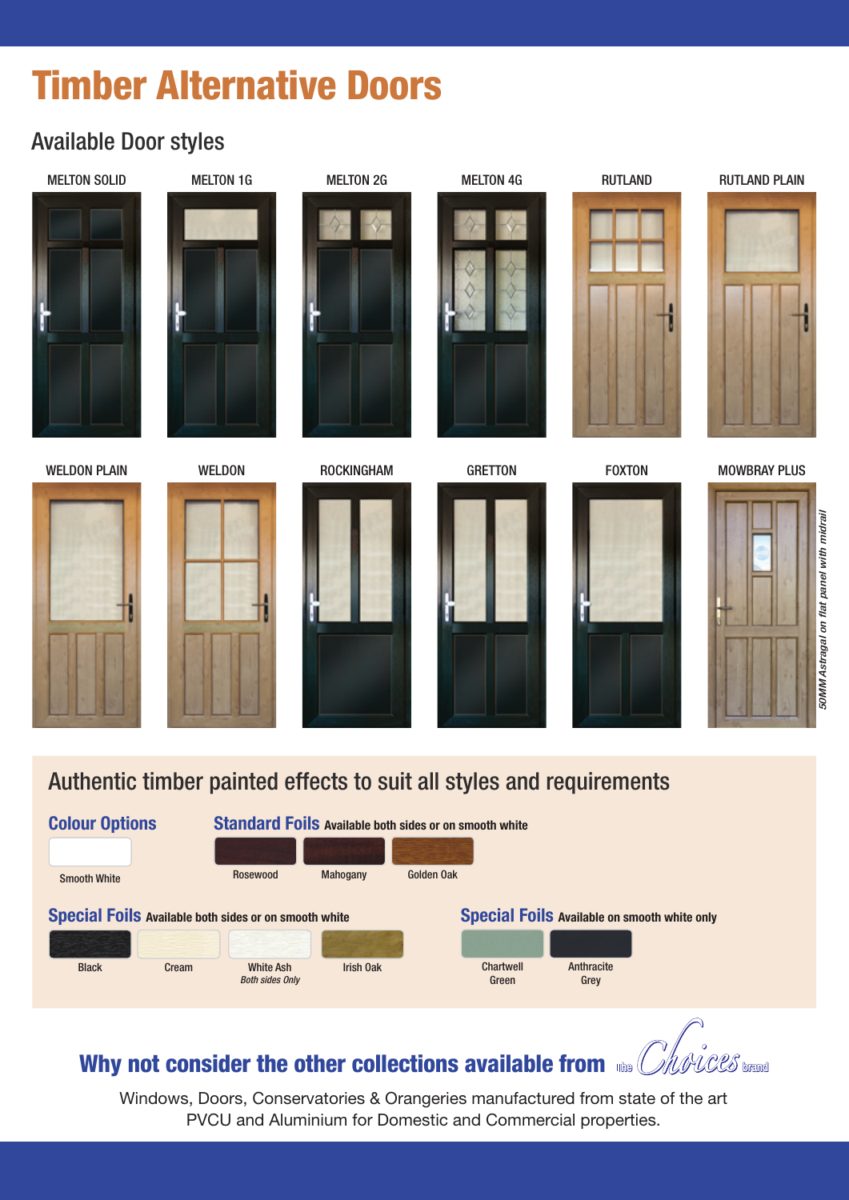# Timber Alternative Doors

## Available Door styles

MELTON SOLID

MELTON 1G

MELTON 2G

MELTON 4G

RUTLAND

RUTLAND PLAIN

WELDON PLAIN

WELDON

ROCKINGHAM

GRETTON

FOXTON

MOWBRAY PLUS

*50MM Astragal on flat panel with midrail*

## Authentic timber painted effects to suit all styles and requirements

**Colour Options**

Smooth White

**Standard Foils** Available both sides or on smooth white

Rosewood

Mahogany

Golden Oak

**Special Foils** Available both sides or on smooth white

Black

Cream

White Ash
*Both sides Only*

Irish Oak

**Special Foils** Available on smooth white only

Chartwell Green

Anthracite Grey

## Why not consider the other collections available from the Choices brand

Windows, Doors, Conservatories & Orangeries manufactured from state of the art PVCU and Aluminium for Domestic and Commercial properties.